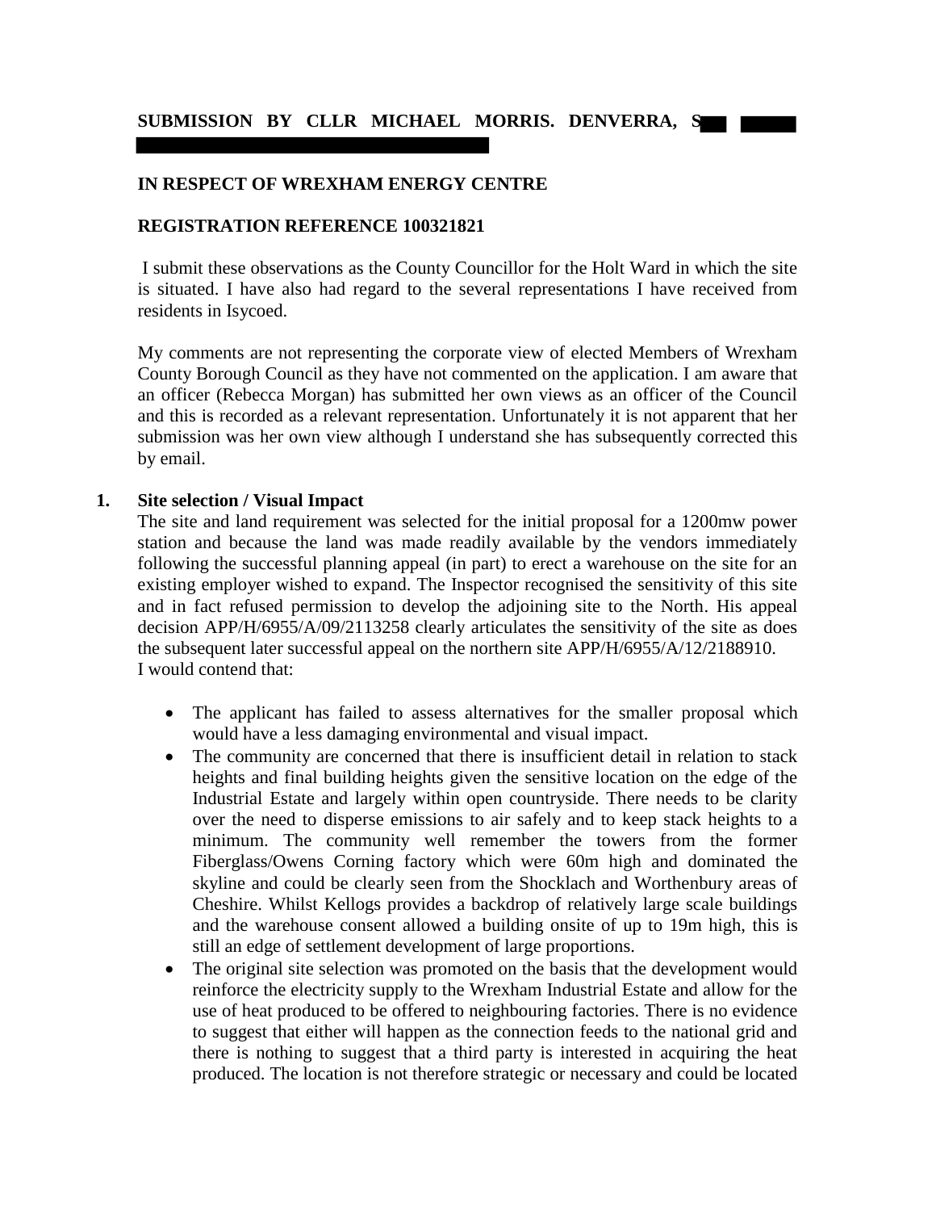**SUBMISSION BY CLLR MICHAEL MORRIS. DENVERRA, S**

**IN RESPECT OF WREXHAM ENERGY CENTRE**

**REGISTRATION REFERENCE 100321821**

I submit these observations as the County Councillor for the Holt Ward in which the site is situated. I have also had regard to the several representations I have received from residents in Isycoed.

My comments are not representing the corporate view of elected Members of Wrexham County Borough Council as they have not commented on the application. I am aware that an officer (Rebecca Morgan) has submitted her own views as an officer of the Council and this is recorded as a relevant representation. Unfortunately it is not apparent that her submission was her own view although I understand she has subsequently corrected this by email.

**1. Site selection / Visual Impact**

The site and land requirement was selected for the initial proposal for a 1200mw power station and because the land was made readily available by the vendors immediately following the successful planning appeal (in part) to erect a warehouse on the site for an existing employer wished to expand. The Inspector recognised the sensitivity of this site and in fact refused permission to develop the adjoining site to the North. His appeal decision APP/H/6955/A/09/2113258 clearly articulates the sensitivity of the site as does the subsequent later successful appeal on the northern site APP/H/6955/A/12/2188910. I would contend that:

- The applicant has failed to assess alternatives for the smaller proposal which would have a less damaging environmental and visual impact.
- The community are concerned that there is insufficient detail in relation to stack heights and final building heights given the sensitive location on the edge of the Industrial Estate and largely within open countryside. There needs to be clarity over the need to disperse emissions to air safely and to keep stack heights to a minimum. The community well remember the towers from the former Fiberglass/Owens Corning factory which were 60m high and dominated the skyline and could be clearly seen from the Shocklach and Worthenbury areas of Cheshire. Whilst Kellogs provides a backdrop of relatively large scale buildings and the warehouse consent allowed a building onsite of up to 19m high, this is still an edge of settlement development of large proportions.
- The original site selection was promoted on the basis that the development would reinforce the electricity supply to the Wrexham Industrial Estate and allow for the use of heat produced to be offered to neighbouring factories. There is no evidence to suggest that either will happen as the connection feeds to the national grid and there is nothing to suggest that a third party is interested in acquiring the heat produced. The location is not therefore strategic or necessary and could be located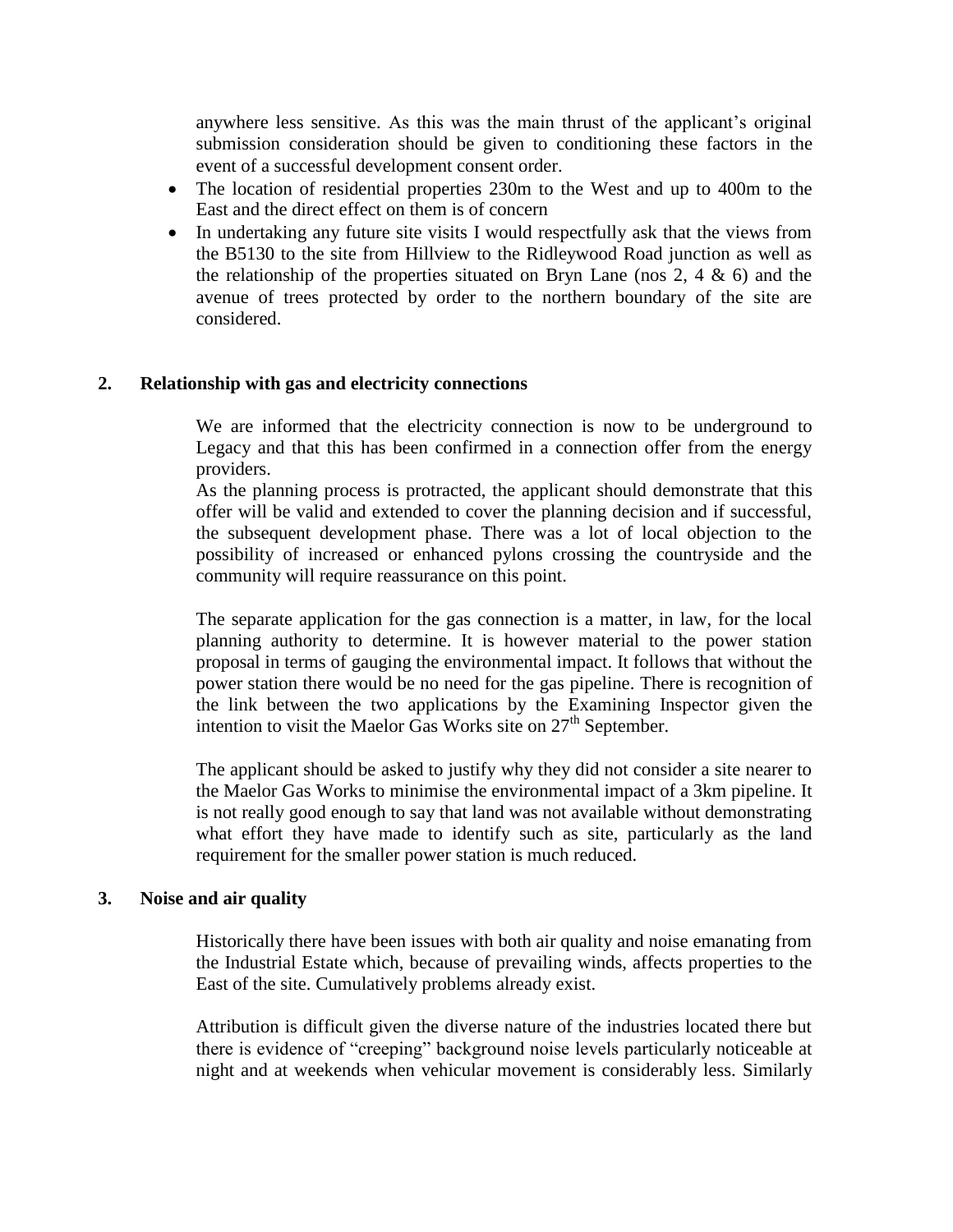anywhere less sensitive. As this was the main thrust of the applicant's original submission consideration should be given to conditioning these factors in the event of a successful development consent order.

- The location of residential properties 230m to the West and up to 400m to the East and the direct effect on them is of concern
- In undertaking any future site visits I would respectfully ask that the views from the B5130 to the site from Hillview to the Ridleywood Road junction as well as the relationship of the properties situated on Bryn Lane (nos 2, 4 & 6) and the avenue of trees protected by order to the northern boundary of the site are considered.

## 2. Relationship with gas and electricity connections

We are informed that the electricity connection is now to be underground to Legacy and that this has been confirmed in a connection offer from the energy providers.

As the planning process is protracted, the applicant should demonstrate that this offer will be valid and extended to cover the planning decision and if successful, the subsequent development phase. There was a lot of local objection to the possibility of increased or enhanced pylons crossing the countryside and the community will require reassurance on this point.

The separate application for the gas connection is a matter, in law, for the local planning authority to determine. It is however material to the power station proposal in terms of gauging the environmental impact. It follows that without the power station there would be no need for the gas pipeline. There is recognition of the link between the two applications by the Examining Inspector given the intention to visit the Maelor Gas Works site on 27th September.

The applicant should be asked to justify why they did not consider a site nearer to the Maelor Gas Works to minimise the environmental impact of a 3km pipeline. It is not really good enough to say that land was not available without demonstrating what effort they have made to identify such as site, particularly as the land requirement for the smaller power station is much reduced.

## 3. Noise and air quality

Historically there have been issues with both air quality and noise emanating from the Industrial Estate which, because of prevailing winds, affects properties to the East of the site. Cumulatively problems already exist.

Attribution is difficult given the diverse nature of the industries located there but there is evidence of "creeping" background noise levels particularly noticeable at night and at weekends when vehicular movement is considerably less. Similarly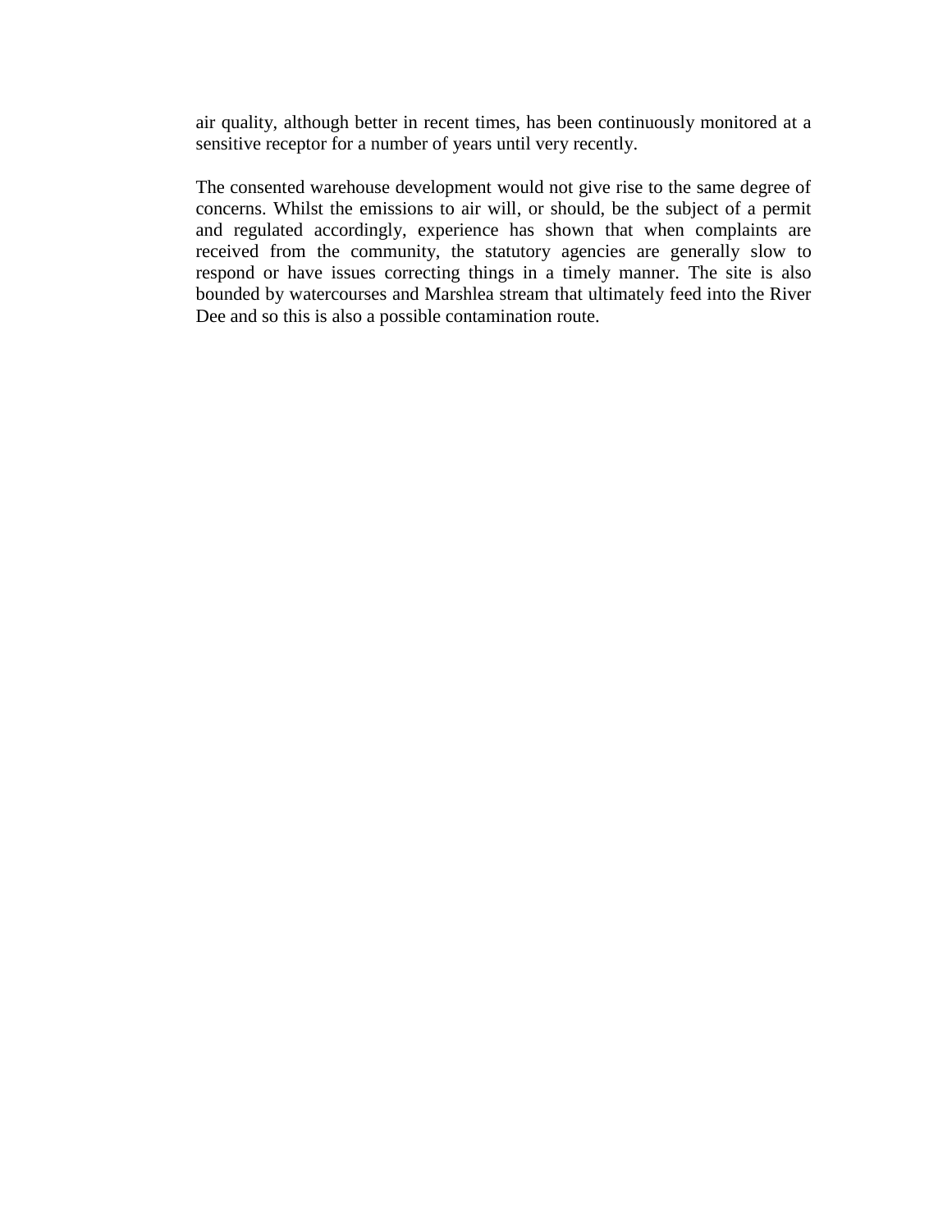air quality, although better in recent times, has been continuously monitored at a sensitive receptor for a number of years until very recently.

The consented warehouse development would not give rise to the same degree of concerns. Whilst the emissions to air will, or should, be the subject of a permit and regulated accordingly, experience has shown that when complaints are received from the community, the statutory agencies are generally slow to respond or have issues correcting things in a timely manner. The site is also bounded by watercourses and Marshlea stream that ultimately feed into the River Dee and so this is also a possible contamination route.